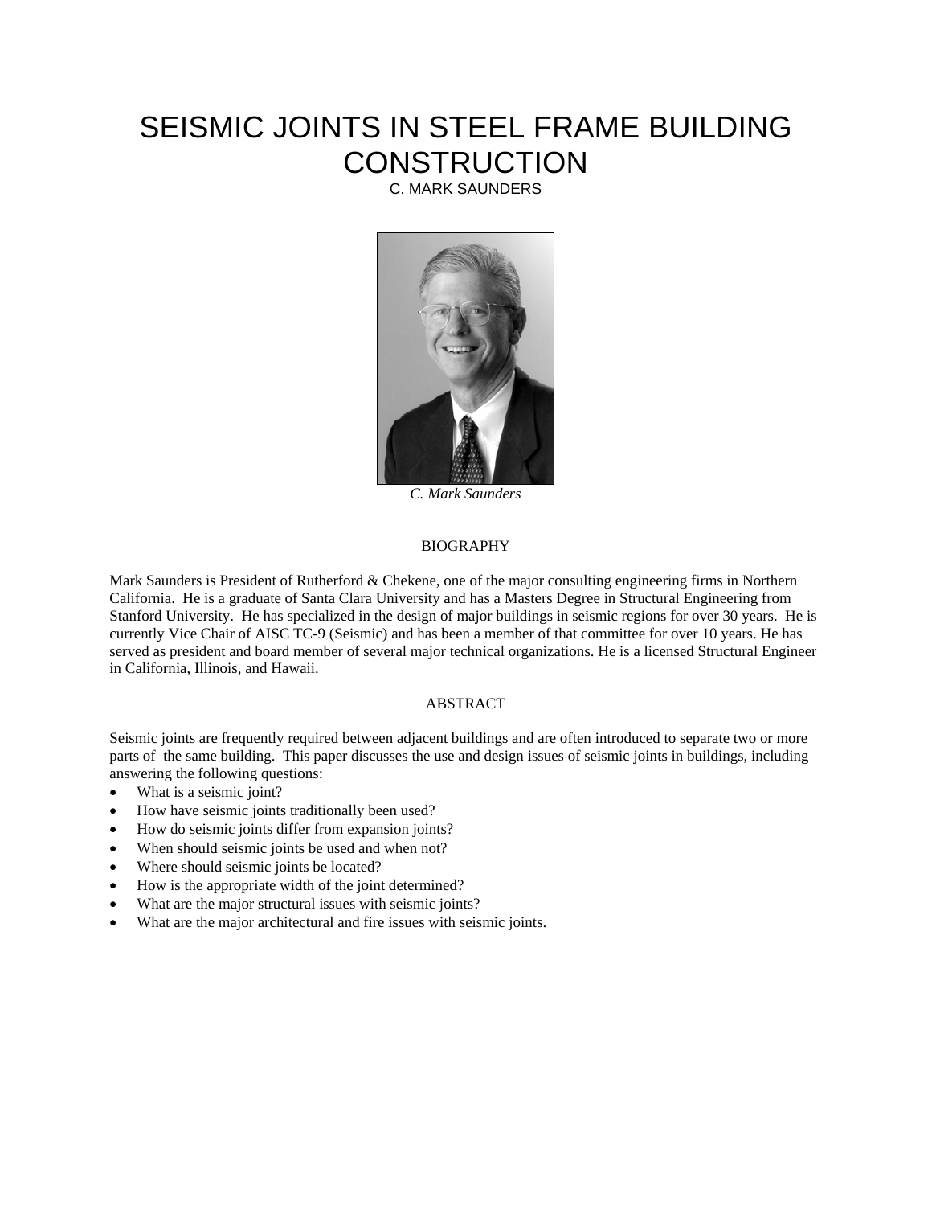# SEISMIC JOINTS IN STEEL FRAME BUILDING CONSTRUCTION

C. MARK SAUNDERS

*C. Mark Saunders*

## BIOGRAPHY

Mark Saunders is President of Rutherford & Chekene, one of the major consulting engineering firms in Northern California. He is a graduate of Santa Clara University and has a Masters Degree in Structural Engineering from Stanford University. He has specialized in the design of major buildings in seismic regions for over 30 years. He is currently Vice Chair of AISC TC-9 (Seismic) and has been a member of that committee for over 10 years. He has served as president and board member of several major technical organizations. He is a licensed Structural Engineer in California, Illinois, and Hawaii.

## ABSTRACT

Seismic joints are frequently required between adjacent buildings and are often introduced to separate two or more parts of the same building. This paper discusses the use and design issues of seismic joints in buildings, including answering the following questions:

- What is a seismic joint?
- How have seismic joints traditionally been used?
- How do seismic joints differ from expansion joints?
- When should seismic joints be used and when not?
- Where should seismic joints be located?
- How is the appropriate width of the joint determined?
- What are the major structural issues with seismic joints?
- What are the major architectural and fire issues with seismic joints.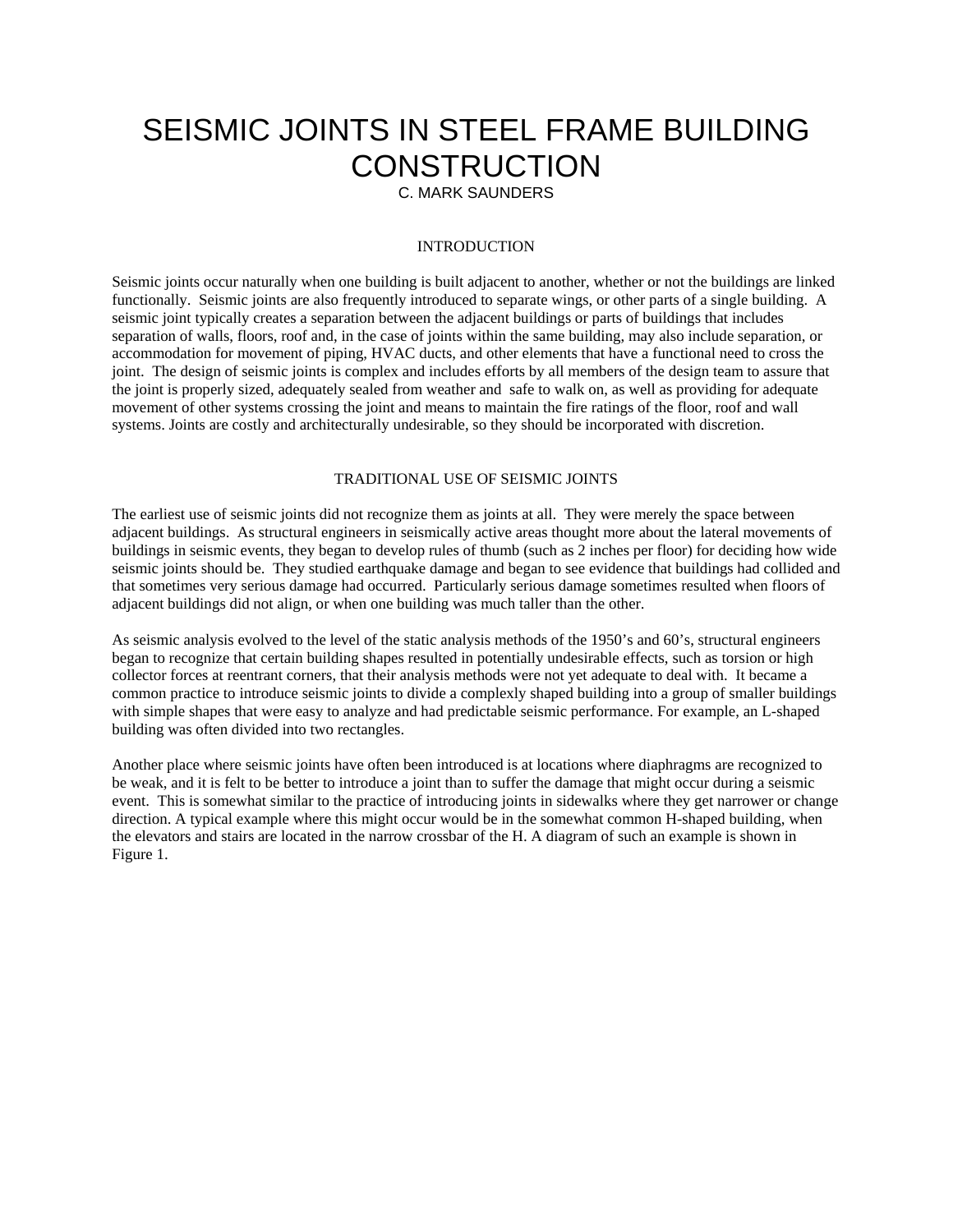# SEISMIC JOINTS IN STEEL FRAME BUILDING CONSTRUCTION

C. MARK SAUNDERS

## INTRODUCTION

Seismic joints occur naturally when one building is built adjacent to another, whether or not the buildings are linked functionally. Seismic joints are also frequently introduced to separate wings, or other parts of a single building. A seismic joint typically creates a separation between the adjacent buildings or parts of buildings that includes separation of walls, floors, roof and, in the case of joints within the same building, may also include separation, or accommodation for movement of piping, HVAC ducts, and other elements that have a functional need to cross the joint. The design of seismic joints is complex and includes efforts by all members of the design team to assure that the joint is properly sized, adequately sealed from weather and safe to walk on, as well as providing for adequate movement of other systems crossing the joint and means to maintain the fire ratings of the floor, roof and wall systems. Joints are costly and architecturally undesirable, so they should be incorporated with discretion.

## TRADITIONAL USE OF SEISMIC JOINTS

The earliest use of seismic joints did not recognize them as joints at all. They were merely the space between adjacent buildings. As structural engineers in seismically active areas thought more about the lateral movements of buildings in seismic events, they began to develop rules of thumb (such as 2 inches per floor) for deciding how wide seismic joints should be. They studied earthquake damage and began to see evidence that buildings had collided and that sometimes very serious damage had occurred. Particularly serious damage sometimes resulted when floors of adjacent buildings did not align, or when one building was much taller than the other.

As seismic analysis evolved to the level of the static analysis methods of the 1950's and 60's, structural engineers began to recognize that certain building shapes resulted in potentially undesirable effects, such as torsion or high collector forces at reentrant corners, that their analysis methods were not yet adequate to deal with. It became a common practice to introduce seismic joints to divide a complexly shaped building into a group of smaller buildings with simple shapes that were easy to analyze and had predictable seismic performance. For example, an L-shaped building was often divided into two rectangles.

Another place where seismic joints have often been introduced is at locations where diaphragms are recognized to be weak, and it is felt to be better to introduce a joint than to suffer the damage that might occur during a seismic event. This is somewhat similar to the practice of introducing joints in sidewalks where they get narrower or change direction. A typical example where this might occur would be in the somewhat common H-shaped building, when the elevators and stairs are located in the narrow crossbar of the H. A diagram of such an example is shown in Figure 1.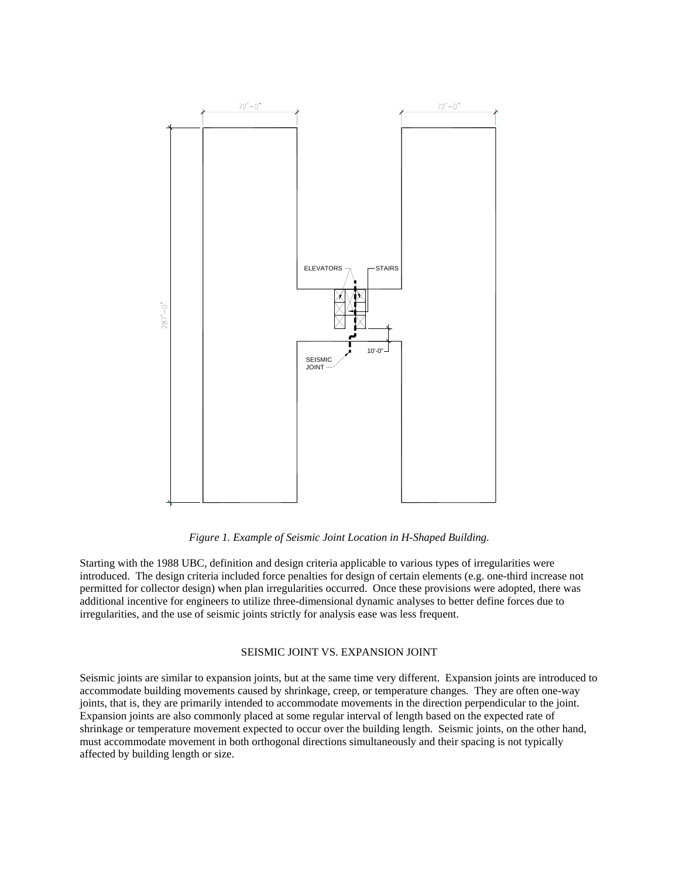*Figure 1. Example of Seismic Joint Location in H-Shaped Building.*

Starting with the 1988 UBC, definition and design criteria applicable to various types of irregularities were introduced. The design criteria included force penalties for design of certain elements (e.g. one-third increase not permitted for collector design) when plan irregularities occurred. Once these provisions were adopted, there was additional incentive for engineers to utilize three-dimensional dynamic analyses to better define forces due to irregularities, and the use of seismic joints strictly for analysis ease was less frequent.

## SEISMIC JOINT VS. EXPANSION JOINT

Seismic joints are similar to expansion joints, but at the same time very different. Expansion joints are introduced to accommodate building movements caused by shrinkage, creep, or temperature changes. They are often one-way joints, that is, they are primarily intended to accommodate movements in the direction perpendicular to the joint. Expansion joints are also commonly placed at some regular interval of length based on the expected rate of shrinkage or temperature movement expected to occur over the building length. Seismic joints, on the other hand, must accommodate movement in both orthogonal directions simultaneously and their spacing is not typically affected by building length or size.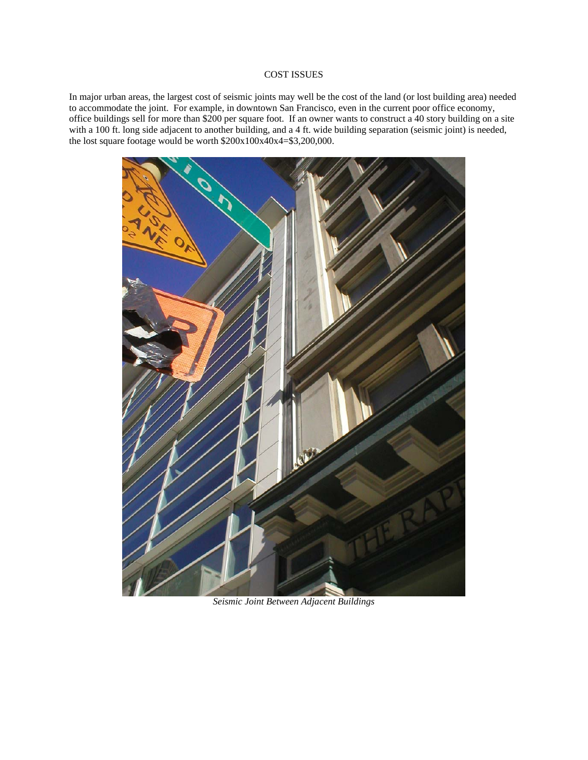## COST ISSUES

In major urban areas, the largest cost of seismic joints may well be the cost of the land (or lost building area) needed to accommodate the joint. For example, in downtown San Francisco, even in the current poor office economy, office buildings sell for more than $200 per square foot. If an owner wants to construct a 40 story building on a site with a 100 ft. long side adjacent to another building, and a 4 ft. wide building separation (seismic joint) is needed, the lost square footage would be worth $200x100x40x4=$3,200,000.

*Seismic Joint Between Adjacent Buildings*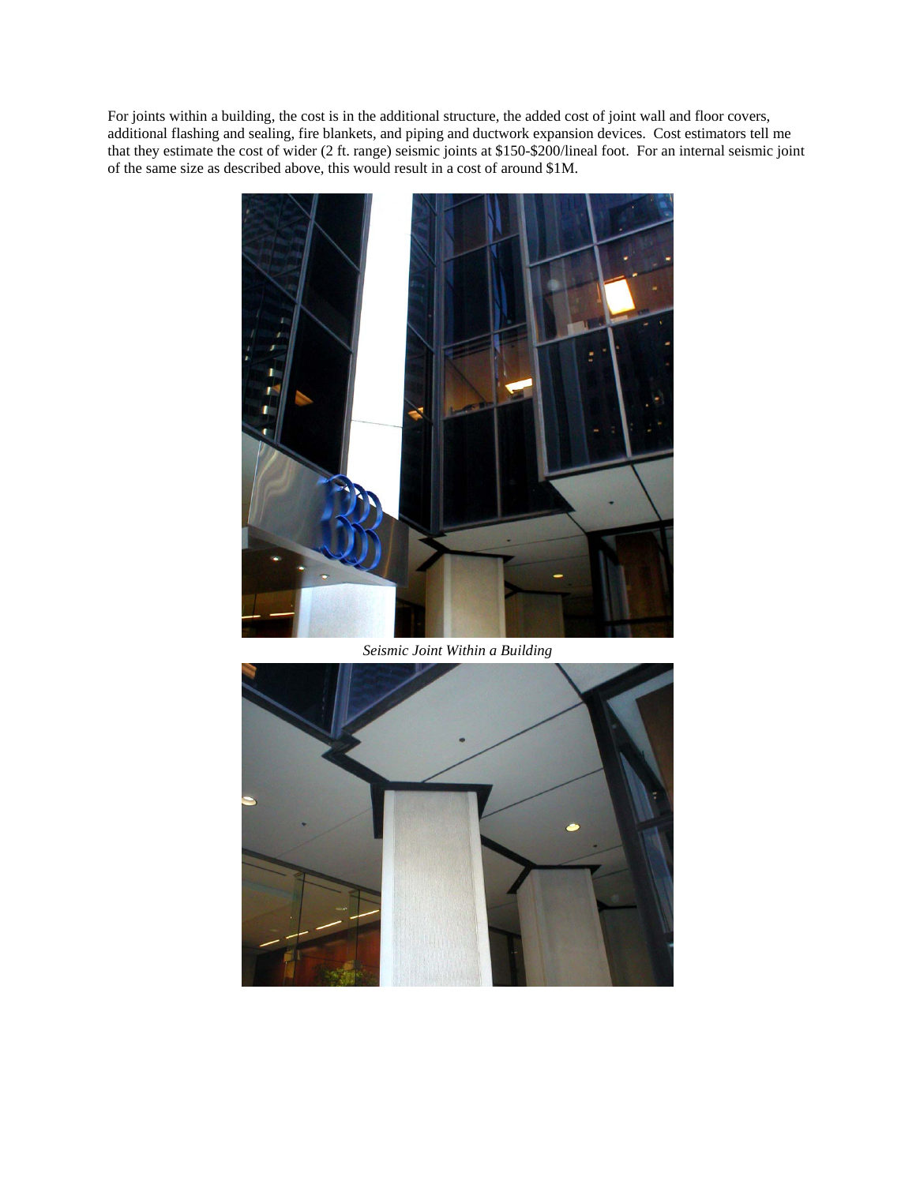For joints within a building, the cost is in the additional structure, the added cost of joint wall and floor covers, additional flashing and sealing, fire blankets, and piping and ductwork expansion devices. Cost estimators tell me that they estimate the cost of wider (2 ft. range) seismic joints at $150-$200/lineal foot. For an internal seismic joint of the same size as described above, this would result in a cost of around $1M.

*Seismic Joint Within a Building*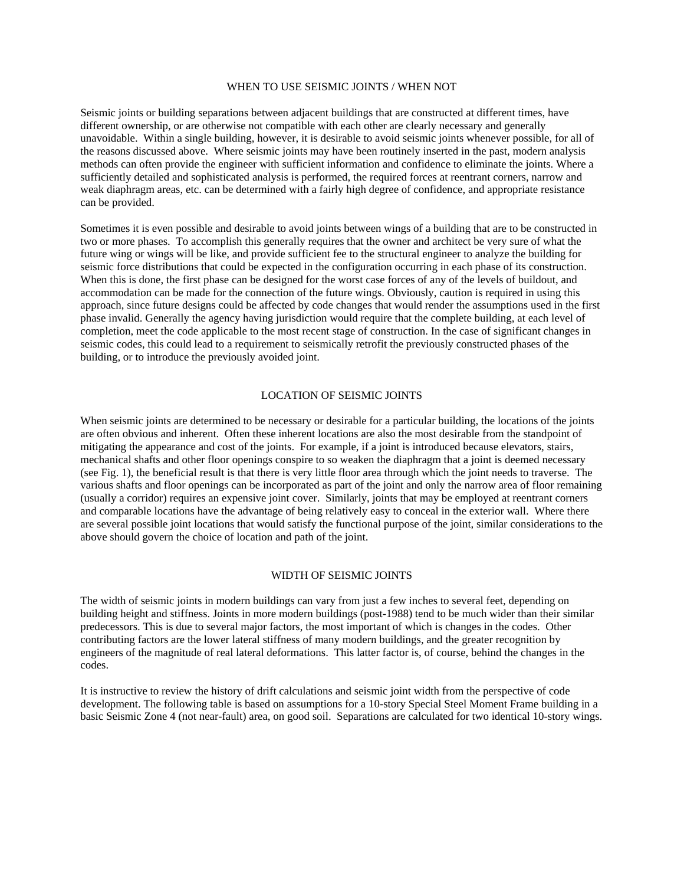## WHEN TO USE SEISMIC JOINTS / WHEN NOT

Seismic joints or building separations between adjacent buildings that are constructed at different times, have different ownership, or are otherwise not compatible with each other are clearly necessary and generally unavoidable. Within a single building, however, it is desirable to avoid seismic joints whenever possible, for all of the reasons discussed above. Where seismic joints may have been routinely inserted in the past, modern analysis methods can often provide the engineer with sufficient information and confidence to eliminate the joints. Where a sufficiently detailed and sophisticated analysis is performed, the required forces at reentrant corners, narrow and weak diaphragm areas, etc. can be determined with a fairly high degree of confidence, and appropriate resistance can be provided.

Sometimes it is even possible and desirable to avoid joints between wings of a building that are to be constructed in two or more phases. To accomplish this generally requires that the owner and architect be very sure of what the future wing or wings will be like, and provide sufficient fee to the structural engineer to analyze the building for seismic force distributions that could be expected in the configuration occurring in each phase of its construction. When this is done, the first phase can be designed for the worst case forces of any of the levels of buildout, and accommodation can be made for the connection of the future wings. Obviously, caution is required in using this approach, since future designs could be affected by code changes that would render the assumptions used in the first phase invalid. Generally the agency having jurisdiction would require that the complete building, at each level of completion, meet the code applicable to the most recent stage of construction. In the case of significant changes in seismic codes, this could lead to a requirement to seismically retrofit the previously constructed phases of the building, or to introduce the previously avoided joint.

## LOCATION OF SEISMIC JOINTS

When seismic joints are determined to be necessary or desirable for a particular building, the locations of the joints are often obvious and inherent. Often these inherent locations are also the most desirable from the standpoint of mitigating the appearance and cost of the joints. For example, if a joint is introduced because elevators, stairs, mechanical shafts and other floor openings conspire to so weaken the diaphragm that a joint is deemed necessary (see Fig. 1), the beneficial result is that there is very little floor area through which the joint needs to traverse. The various shafts and floor openings can be incorporated as part of the joint and only the narrow area of floor remaining (usually a corridor) requires an expensive joint cover. Similarly, joints that may be employed at reentrant corners and comparable locations have the advantage of being relatively easy to conceal in the exterior wall. Where there are several possible joint locations that would satisfy the functional purpose of the joint, similar considerations to the above should govern the choice of location and path of the joint.

## WIDTH OF SEISMIC JOINTS

The width of seismic joints in modern buildings can vary from just a few inches to several feet, depending on building height and stiffness. Joints in more modern buildings (post-1988) tend to be much wider than their similar predecessors. This is due to several major factors, the most important of which is changes in the codes. Other contributing factors are the lower lateral stiffness of many modern buildings, and the greater recognition by engineers of the magnitude of real lateral deformations. This latter factor is, of course, behind the changes in the codes.

It is instructive to review the history of drift calculations and seismic joint width from the perspective of code development. The following table is based on assumptions for a 10-story Special Steel Moment Frame building in a basic Seismic Zone 4 (not near-fault) area, on good soil. Separations are calculated for two identical 10-story wings.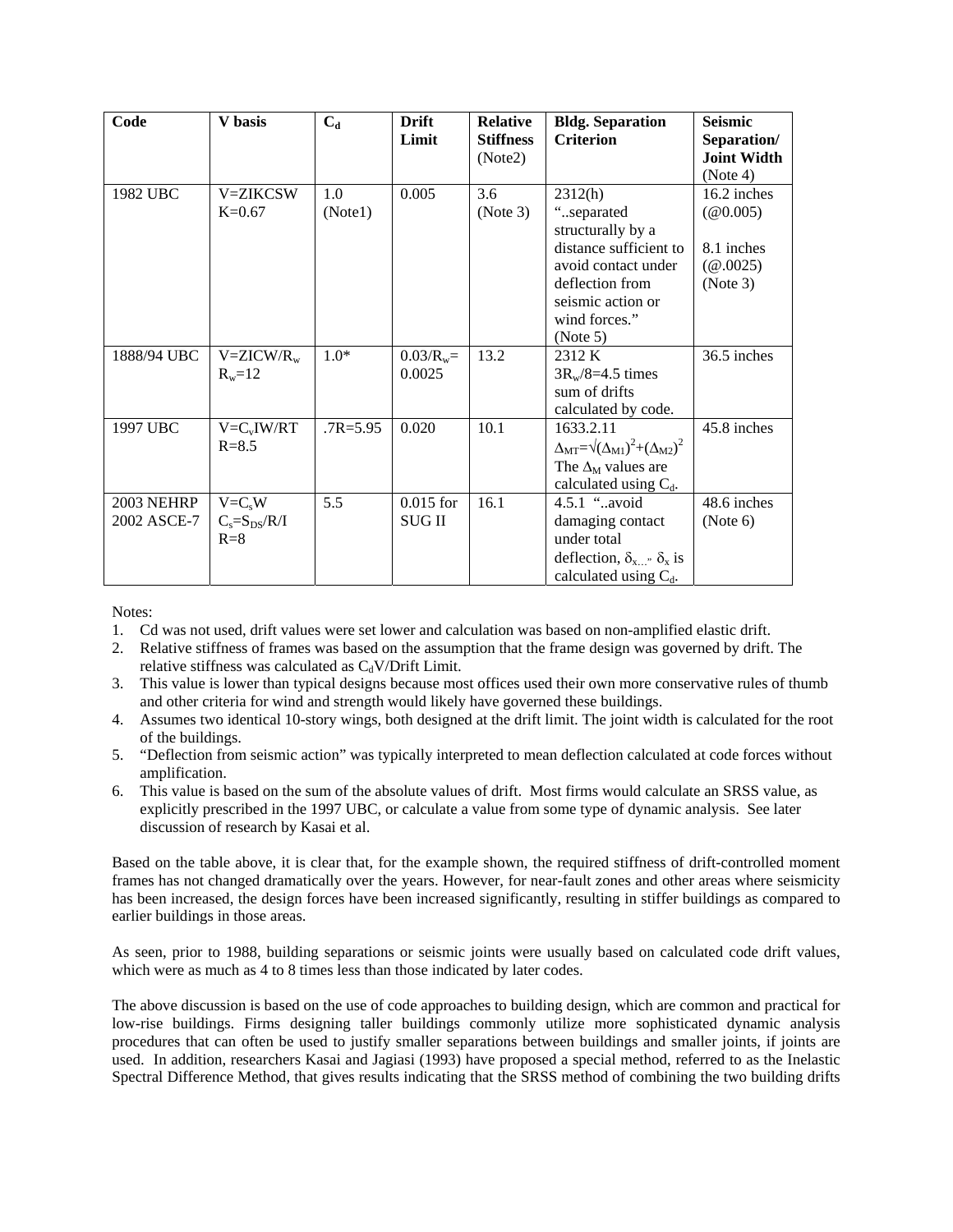| Code | V basis | $C_d$ | Drift Limit | Relative Stiffness (Note2) | Bldg. Separation Criterion | Seismic Separation/ Joint Width (Note 4) |
|---|---|---|---|---|---|---|
| 1982 UBC | V=ZIKCSW K=0.67 | 1.0 (Note1) | 0.005 | 3.6 (Note 3) | 2312(h) "..separated structurally by a distance sufficient to avoid contact under deflection from seismic action or wind forces." (Note 5) | 16.2 inches (@0.005)<br><br>8.1 inches (@.0025) (Note 3) |
| 1888/94 UBC | $V=ZICW/R_w$ $R_w=12$ | 1.0* | $0.03/R_w=$ 0.0025 | 13.2 | 2312 K $3R_w/8$=4.5 times sum of drifts calculated by code. | 36.5 inches |
| 1997 UBC | $V=C_vIW/RT$ R=8.5 | .7R=5.95 | 0.020 | 10.1 | 1633.2.11 $\Delta_{MT}=\sqrt{(\Delta_{M1})^2+(\Delta_{M2})^2}$ The $\Delta_M$ values are calculated using $C_d$. | 45.8 inches |
| 2003 NEHRP 2002 ASCE-7 | $V=C_sW$ $C_s=S_{DS}/R/I$ R=8 | 5.5 | 0.015 for SUG II | 16.1 | 4.5.1 "..avoid damaging contact under total deflection, $\delta_{x...}$" $\delta_x$ is calculated using $C_d$. | 48.6 inches (Note 6) |

Notes:

1. Cd was not used, drift values were set lower and calculation was based on non-amplified elastic drift.
2. Relative stiffness of frames was based on the assumption that the frame design was governed by drift. The relative stiffness was calculated as $C_dV$/Drift Limit.
3. This value is lower than typical designs because most offices used their own more conservative rules of thumb and other criteria for wind and strength would likely have governed these buildings.
4. Assumes two identical 10-story wings, both designed at the drift limit. The joint width is calculated for the root of the buildings.
5. "Deflection from seismic action" was typically interpreted to mean deflection calculated at code forces without amplification.
6. This value is based on the sum of the absolute values of drift. Most firms would calculate an SRSS value, as explicitly prescribed in the 1997 UBC, or calculate a value from some type of dynamic analysis. See later discussion of research by Kasai et al.

Based on the table above, it is clear that, for the example shown, the required stiffness of drift-controlled moment frames has not changed dramatically over the years. However, for near-fault zones and other areas where seismicity has been increased, the design forces have been increased significantly, resulting in stiffer buildings as compared to earlier buildings in those areas.

As seen, prior to 1988, building separations or seismic joints were usually based on calculated code drift values, which were as much as 4 to 8 times less than those indicated by later codes.

The above discussion is based on the use of code approaches to building design, which are common and practical for low-rise buildings. Firms designing taller buildings commonly utilize more sophisticated dynamic analysis procedures that can often be used to justify smaller separations between buildings and smaller joints, if joints are used. In addition, researchers Kasai and Jagiasi (1993) have proposed a special method, referred to as the Inelastic Spectral Difference Method, that gives results indicating that the SRSS method of combining the two building drifts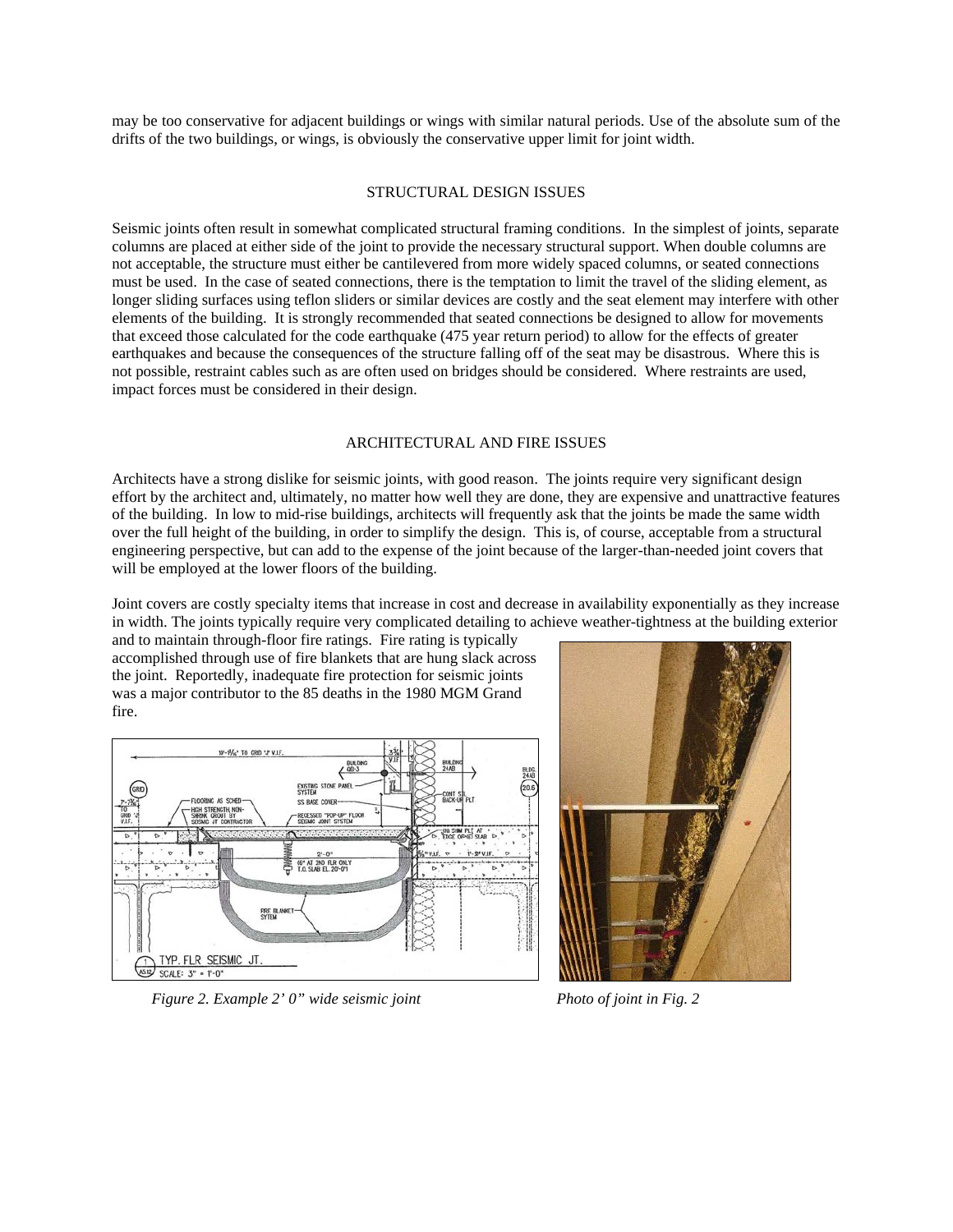may be too conservative for adjacent buildings or wings with similar natural periods. Use of the absolute sum of the drifts of the two buildings, or wings, is obviously the conservative upper limit for joint width.

## STRUCTURAL DESIGN ISSUES

Seismic joints often result in somewhat complicated structural framing conditions. In the simplest of joints, separate columns are placed at either side of the joint to provide the necessary structural support. When double columns are not acceptable, the structure must either be cantilevered from more widely spaced columns, or seated connections must be used. In the case of seated connections, there is the temptation to limit the travel of the sliding element, as longer sliding surfaces using teflon sliders or similar devices are costly and the seat element may interfere with other elements of the building. It is strongly recommended that seated connections be designed to allow for movements that exceed those calculated for the code earthquake (475 year return period) to allow for the effects of greater earthquakes and because the consequences of the structure falling off of the seat may be disastrous. Where this is not possible, restraint cables such as are often used on bridges should be considered. Where restraints are used, impact forces must be considered in their design.

## ARCHITECTURAL AND FIRE ISSUES

Architects have a strong dislike for seismic joints, with good reason. The joints require very significant design effort by the architect and, ultimately, no matter how well they are done, they are expensive and unattractive features of the building. In low to mid-rise buildings, architects will frequently ask that the joints be made the same width over the full height of the building, in order to simplify the design. This is, of course, acceptable from a structural engineering perspective, but can add to the expense of the joint because of the larger-than-needed joint covers that will be employed at the lower floors of the building.

Joint covers are costly specialty items that increase in cost and decrease in availability exponentially as they increase in width. The joints typically require very complicated detailing to achieve weather-tightness at the building exterior and to maintain through-floor fire ratings. Fire rating is typically accomplished through use of fire blankets that are hung slack across the joint. Reportedly, inadequate fire protection for seismic joints was a major contributor to the 85 deaths in the 1980 MGM Grand fire.

*Figure 2. Example 2' 0" wide seismic joint*

*Photo of joint in Fig. 2*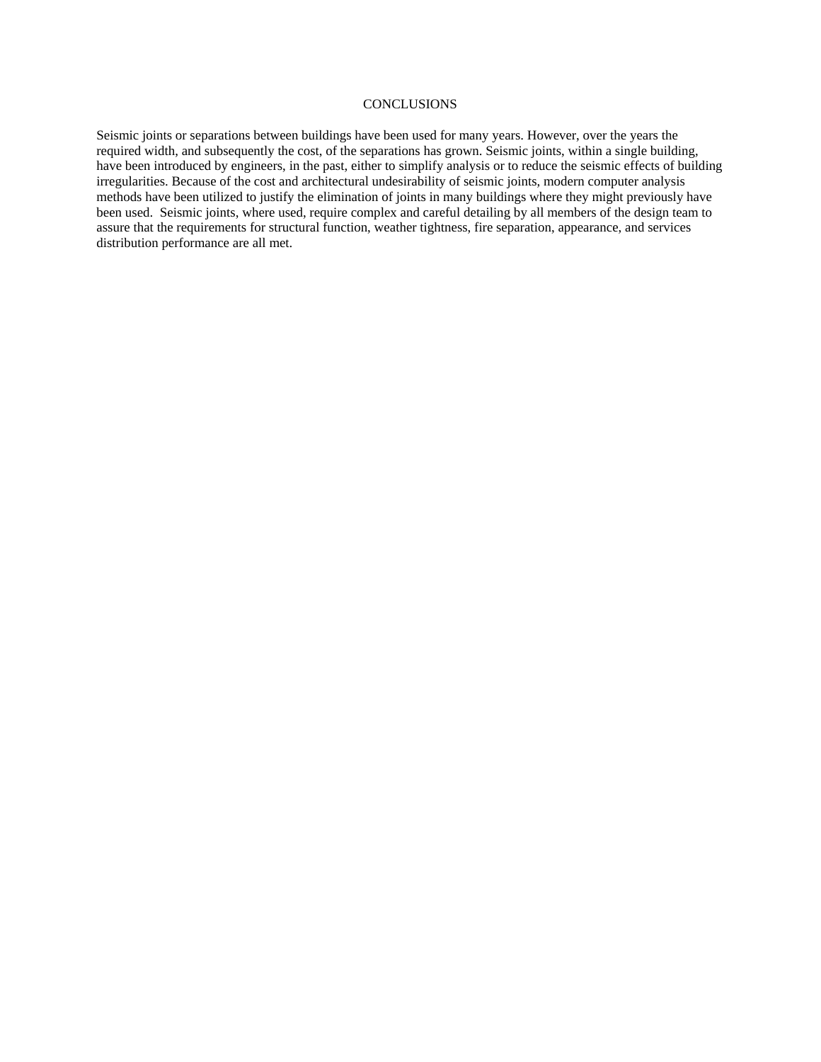## CONCLUSIONS

Seismic joints or separations between buildings have been used for many years. However, over the years the required width, and subsequently the cost, of the separations has grown. Seismic joints, within a single building, have been introduced by engineers, in the past, either to simplify analysis or to reduce the seismic effects of building irregularities. Because of the cost and architectural undesirability of seismic joints, modern computer analysis methods have been utilized to justify the elimination of joints in many buildings where they might previously have been used. Seismic joints, where used, require complex and careful detailing by all members of the design team to assure that the requirements for structural function, weather tightness, fire separation, appearance, and services distribution performance are all met.